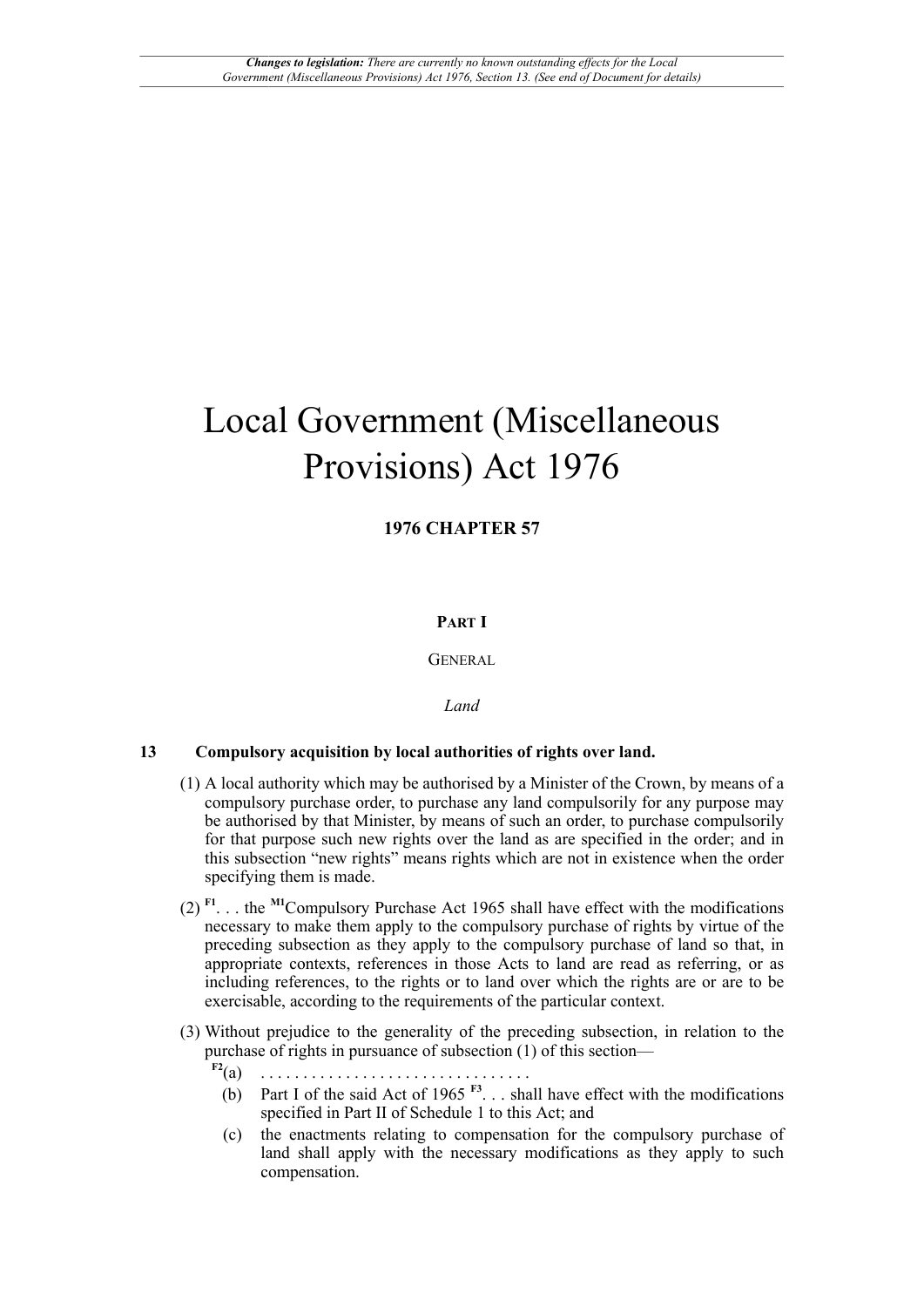# Local Government (Miscellaneous Provisions) Act 1976

**1976 CHAPTER 57**

## PART I

GENERAL

*Land*

### 13 Compulsory acquisition by local authorities of rights over land.

(1) A local authority which may be authorised by a Minister of the Crown, by means of a compulsory purchase order, to purchase any land compulsorily for any purpose may be authorised by that Minister, by means of such an order, to purchase compulsorily for that purpose such new rights over the land as are specified in the order; and in this subsection "new rights" means rights which are not in existence when the order specifying them is made.

(2) [F1]. . . the [M1]Compulsory Purchase Act 1965 shall have effect with the modifications necessary to make them apply to the compulsory purchase of rights by virtue of the preceding subsection as they apply to the compulsory purchase of land so that, in appropriate contexts, references in those Acts to land are read as referring, or as including references, to the rights or to land over which the rights are or are to be exercisable, according to the requirements of the particular context.

(3) Without prejudice to the generality of the preceding subsection, in relation to the purchase of rights in pursuance of subsection (1) of this section—

[F2](a) . . . . . . . . . . . . . . . . . . . . . . . . . . . . . . . .

(b) Part I of the said Act of 1965 [F3]. . . shall have effect with the modifications specified in Part II of Schedule 1 to this Act; and

(c) the enactments relating to compensation for the compulsory purchase of land shall apply with the necessary modifications as they apply to such compensation.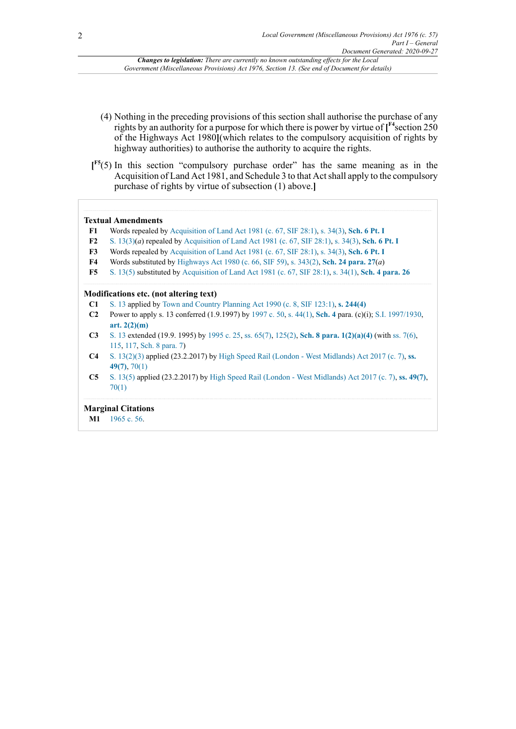(4) Nothing in the preceding provisions of this section shall authorise the purchase of any rights by an authority for a purpose for which there is power by virtue of [F4section 250 of the Highways Act 1980](which relates to the compulsory acquisition of rights by highway authorities) to authorise the authority to acquire the rights.

[F5(5) In this section "compulsory purchase order" has the same meaning as in the Acquisition of Land Act 1981, and Schedule 3 to that Act shall apply to the compulsory purchase of rights by virtue of subsection (1) above.]

**Textual Amendments**

**F1** Words repealed by Acquisition of Land Act 1981 (c. 67, SIF 28:1), s. 34(3), **Sch. 6 Pt. I**

**F2** S. 13(3)(*a*) repealed by Acquisition of Land Act 1981 (c. 67, SIF 28:1), s. 34(3), **Sch. 6 Pt. I**

**F3** Words repealed by Acquisition of Land Act 1981 (c. 67, SIF 28:1), s. 34(3), **Sch. 6 Pt. I**

**F4** Words substituted by Highways Act 1980 (c. 66, SIF 59), s. 343(2), **Sch. 24 para. 27**(*a*)

**F5** S. 13(5) substituted by Acquisition of Land Act 1981 (c. 67, SIF 28:1), s. 34(1), **Sch. 4 para. 26**

**Modifications etc. (not altering text)**

**C1** S. 13 applied by Town and Country Planning Act 1990 (c. 8, SIF 123:1), **s. 244(4)**

**C2** Power to apply s. 13 conferred (1.9.1997) by 1997 c. 50, s. 44(1), **Sch. 4** para. (c)(i); S.I. 1997/1930, **art. 2(2)(m)**

**C3** S. 13 extended (19.9. 1995) by 1995 c. 25, ss. 65(7), 125(2), **Sch. 8 para. 1(2)(a)(4)** (with ss. 7(6), 115, 117, Sch. 8 para. 7)

**C4** S. 13(2)(3) applied (23.2.2017) by High Speed Rail (London - West Midlands) Act 2017 (c. 7), **ss. 49(7)**, 70(1)

**C5** S. 13(5) applied (23.2.2017) by High Speed Rail (London - West Midlands) Act 2017 (c. 7), **ss. 49(7)**, 70(1)

**Marginal Citations**

**M1** 1965 c. 56.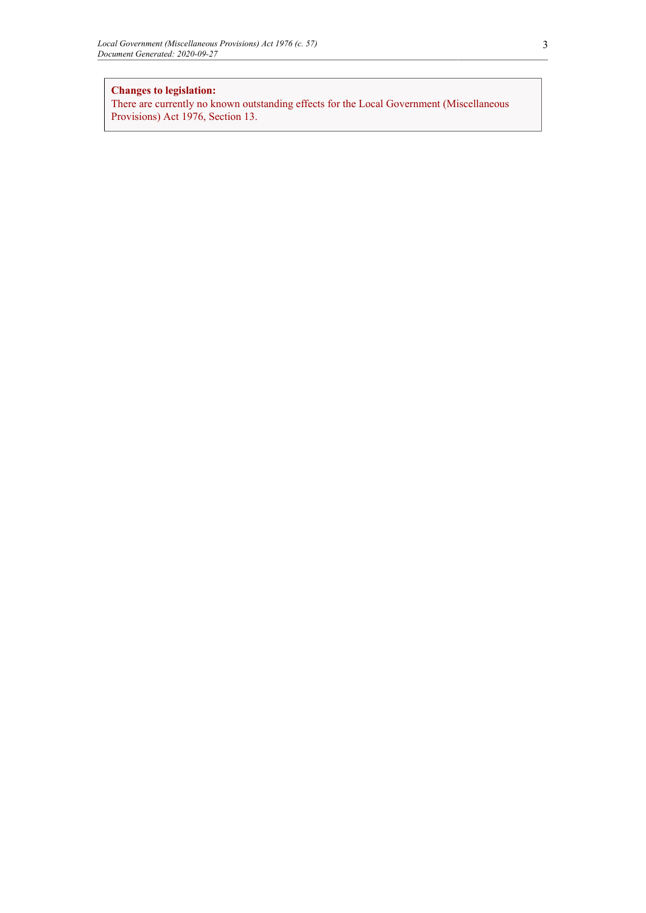**Changes to legislation:**
There are currently no known outstanding effects for the Local Government (Miscellaneous Provisions) Act 1976, Section 13.